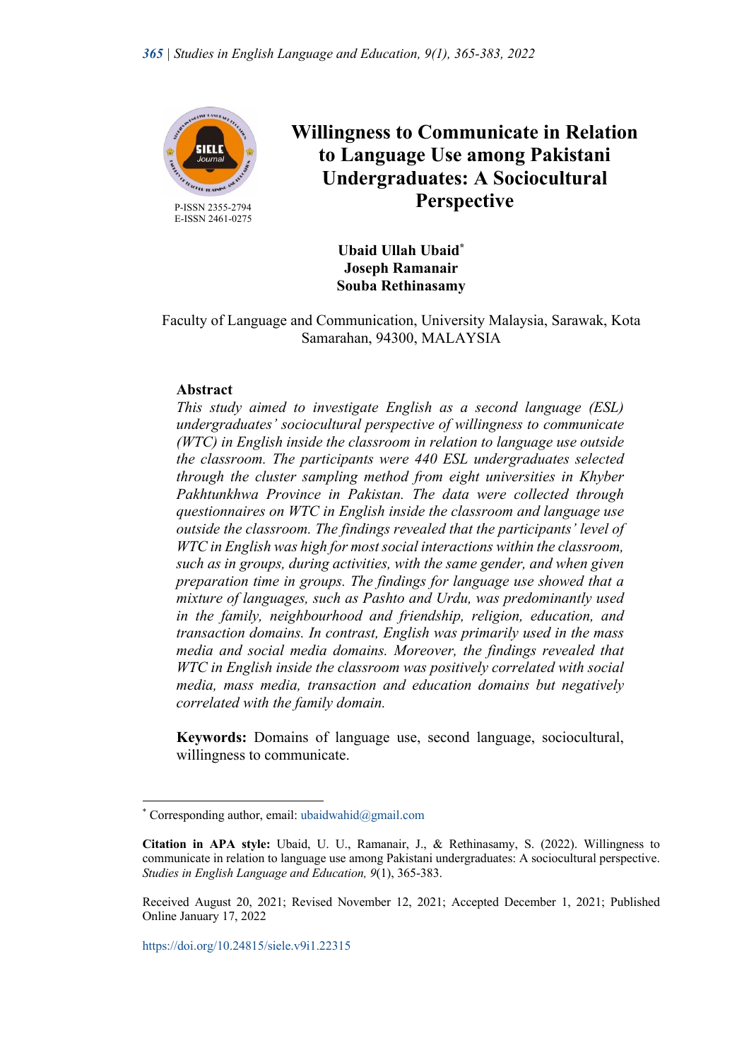P-ISSN 2355-2794
E-ISSN 2461-0275

# Willingness to Communicate in Relation to Language Use among Pakistani Undergraduates: A Sociocultural Perspective

**Ubaid Ullah Ubaid[*]**
**Joseph Ramanair**
**Souba Rethinasamy**

Faculty of Language and Communication, University Malaysia, Sarawak, Kota Samarahan, 94300, MALAYSIA

## Abstract

*This study aimed to investigate English as a second language (ESL) undergraduates' sociocultural perspective of willingness to communicate (WTC) in English inside the classroom in relation to language use outside the classroom. The participants were 440 ESL undergraduates selected through the cluster sampling method from eight universities in Khyber Pakhtunkhwa Province in Pakistan. The data were collected through questionnaires on WTC in English inside the classroom and language use outside the classroom. The findings revealed that the participants' level of WTC in English was high for most social interactions within the classroom, such as in groups, during activities, with the same gender, and when given preparation time in groups. The findings for language use showed that a mixture of languages, such as Pashto and Urdu, was predominantly used in the family, neighbourhood and friendship, religion, education, and transaction domains. In contrast, English was primarily used in the mass media and social media domains. Moreover, the findings revealed that WTC in English inside the classroom was positively correlated with social media, mass media, transaction and education domains but negatively correlated with the family domain.*

**Keywords:** Domains of language use, second language, sociocultural, willingness to communicate.

---

[*] Corresponding author, email: ubaidwahid@gmail.com

**Citation in APA style:** Ubaid, U. U., Ramanair, J., & Rethinasamy, S. (2022). Willingness to communicate in relation to language use among Pakistani undergraduates: A sociocultural perspective. *Studies in English Language and Education, 9*(1), 365-383.

Received August 20, 2021; Revised November 12, 2021; Accepted December 1, 2021; Published Online January 17, 2022

https://doi.org/10.24815/siele.v9i1.22315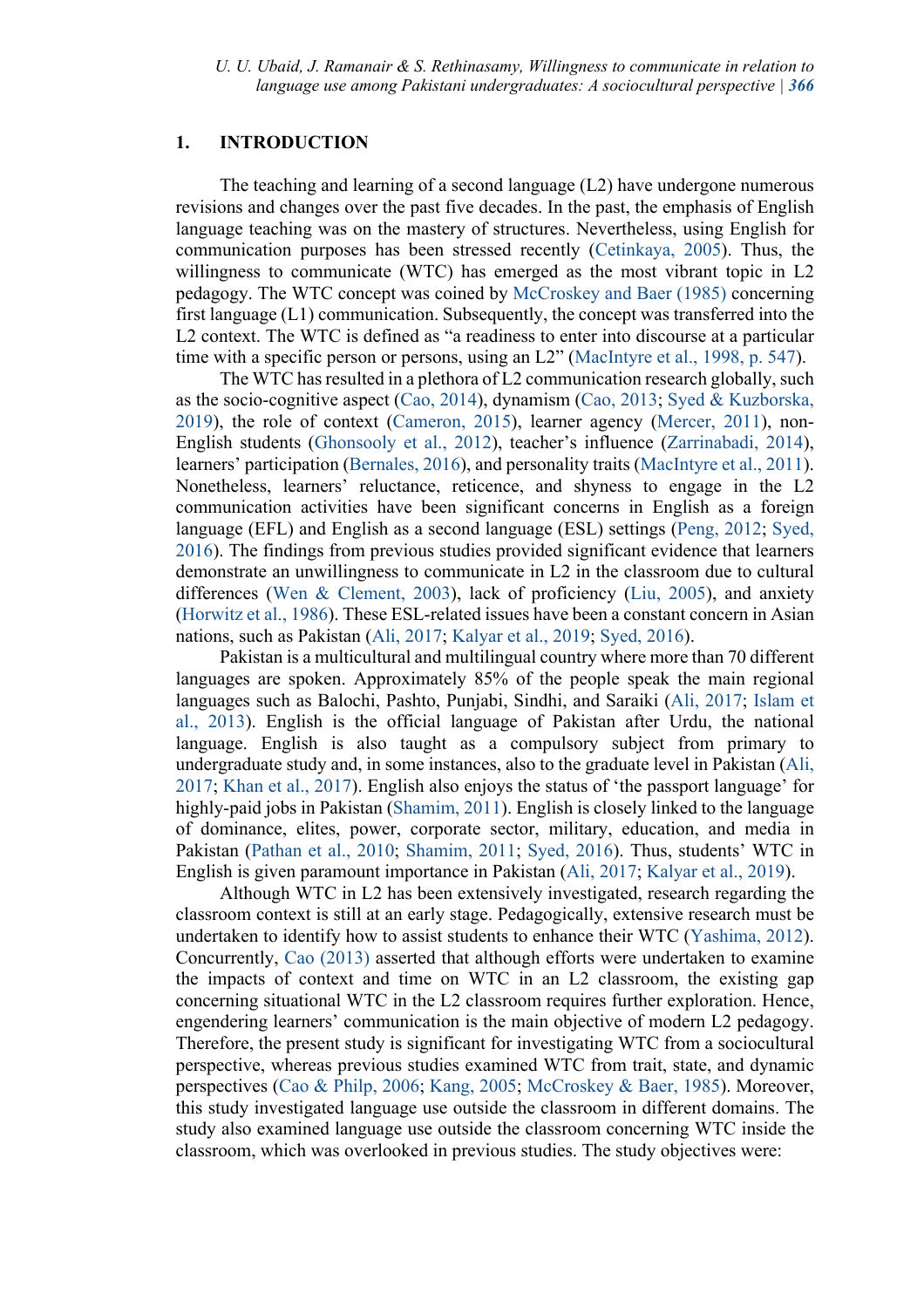## 1. INTRODUCTION

The teaching and learning of a second language (L2) have undergone numerous revisions and changes over the past five decades. In the past, the emphasis of English language teaching was on the mastery of structures. Nevertheless, using English for communication purposes has been stressed recently (Cetinkaya, 2005). Thus, the willingness to communicate (WTC) has emerged as the most vibrant topic in L2 pedagogy. The WTC concept was coined by McCroskey and Baer (1985) concerning first language (L1) communication. Subsequently, the concept was transferred into the L2 context. The WTC is defined as "a readiness to enter into discourse at a particular time with a specific person or persons, using an L2" (MacIntyre et al., 1998, p. 547).

The WTC has resulted in a plethora of L2 communication research globally, such as the socio-cognitive aspect (Cao, 2014), dynamism (Cao, 2013; Syed & Kuzborska, 2019), the role of context (Cameron, 2015), learner agency (Mercer, 2011), non-English students (Ghonsooly et al., 2012), teacher's influence (Zarrinabadi, 2014), learners' participation (Bernales, 2016), and personality traits (MacIntyre et al., 2011). Nonetheless, learners' reluctance, reticence, and shyness to engage in the L2 communication activities have been significant concerns in English as a foreign language (EFL) and English as a second language (ESL) settings (Peng, 2012; Syed, 2016). The findings from previous studies provided significant evidence that learners demonstrate an unwillingness to communicate in L2 in the classroom due to cultural differences (Wen & Clement, 2003), lack of proficiency (Liu, 2005), and anxiety (Horwitz et al., 1986). These ESL-related issues have been a constant concern in Asian nations, such as Pakistan (Ali, 2017; Kalyar et al., 2019; Syed, 2016).

Pakistan is a multicultural and multilingual country where more than 70 different languages are spoken. Approximately 85% of the people speak the main regional languages such as Balochi, Pashto, Punjabi, Sindhi, and Saraiki (Ali, 2017; Islam et al., 2013). English is the official language of Pakistan after Urdu, the national language. English is also taught as a compulsory subject from primary to undergraduate study and, in some instances, also to the graduate level in Pakistan (Ali, 2017; Khan et al., 2017). English also enjoys the status of 'the passport language' for highly-paid jobs in Pakistan (Shamim, 2011). English is closely linked to the language of dominance, elites, power, corporate sector, military, education, and media in Pakistan (Pathan et al., 2010; Shamim, 2011; Syed, 2016). Thus, students' WTC in English is given paramount importance in Pakistan (Ali, 2017; Kalyar et al., 2019).

Although WTC in L2 has been extensively investigated, research regarding the classroom context is still at an early stage. Pedagogically, extensive research must be undertaken to identify how to assist students to enhance their WTC (Yashima, 2012). Concurrently, Cao (2013) asserted that although efforts were undertaken to examine the impacts of context and time on WTC in an L2 classroom, the existing gap concerning situational WTC in the L2 classroom requires further exploration. Hence, engendering learners' communication is the main objective of modern L2 pedagogy. Therefore, the present study is significant for investigating WTC from a sociocultural perspective, whereas previous studies examined WTC from trait, state, and dynamic perspectives (Cao & Philp, 2006; Kang, 2005; McCroskey & Baer, 1985). Moreover, this study investigated language use outside the classroom in different domains. The study also examined language use outside the classroom concerning WTC inside the classroom, which was overlooked in previous studies. The study objectives were: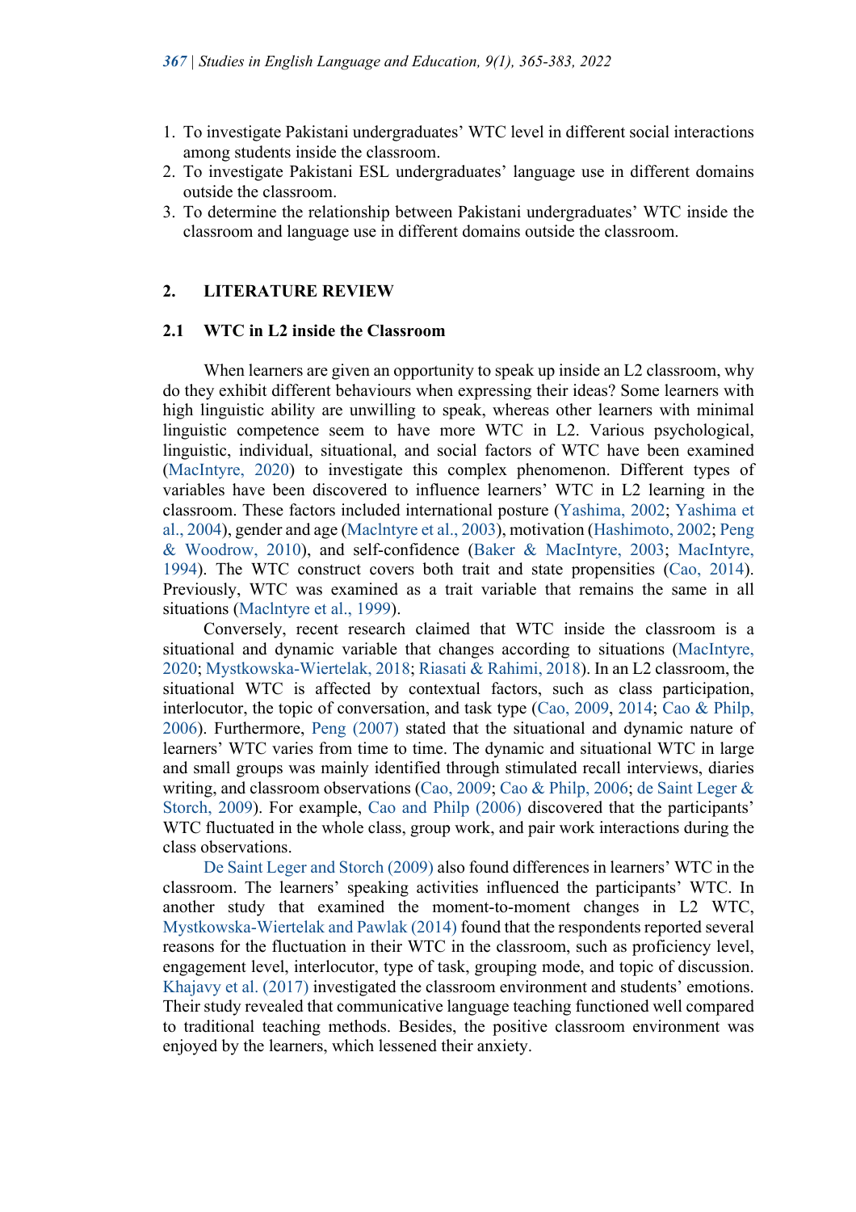1. To investigate Pakistani undergraduates' WTC level in different social interactions among students inside the classroom.
2. To investigate Pakistani ESL undergraduates' language use in different domains outside the classroom.
3. To determine the relationship between Pakistani undergraduates' WTC inside the classroom and language use in different domains outside the classroom.

## 2. LITERATURE REVIEW

### 2.1 WTC in L2 inside the Classroom

When learners are given an opportunity to speak up inside an L2 classroom, why do they exhibit different behaviours when expressing their ideas? Some learners with high linguistic ability are unwilling to speak, whereas other learners with minimal linguistic competence seem to have more WTC in L2. Various psychological, linguistic, individual, situational, and social factors of WTC have been examined (MacIntyre, 2020) to investigate this complex phenomenon. Different types of variables have been discovered to influence learners' WTC in L2 learning in the classroom. These factors included international posture (Yashima, 2002; Yashima et al., 2004), gender and age (Maclntyre et al., 2003), motivation (Hashimoto, 2002; Peng & Woodrow, 2010), and self-confidence (Baker & MacIntyre, 2003; MacIntyre, 1994). The WTC construct covers both trait and state propensities (Cao, 2014). Previously, WTC was examined as a trait variable that remains the same in all situations (Maclntyre et al., 1999).

Conversely, recent research claimed that WTC inside the classroom is a situational and dynamic variable that changes according to situations (MacIntyre, 2020; Mystkowska-Wiertelak, 2018; Riasati & Rahimi, 2018). In an L2 classroom, the situational WTC is affected by contextual factors, such as class participation, interlocutor, the topic of conversation, and task type (Cao, 2009, 2014; Cao & Philp, 2006). Furthermore, Peng (2007) stated that the situational and dynamic nature of learners' WTC varies from time to time. The dynamic and situational WTC in large and small groups was mainly identified through stimulated recall interviews, diaries writing, and classroom observations (Cao, 2009; Cao & Philp, 2006; de Saint Leger & Storch, 2009). For example, Cao and Philp (2006) discovered that the participants' WTC fluctuated in the whole class, group work, and pair work interactions during the class observations.

De Saint Leger and Storch (2009) also found differences in learners' WTC in the classroom. The learners' speaking activities influenced the participants' WTC. In another study that examined the moment-to-moment changes in L2 WTC, Mystkowska-Wiertelak and Pawlak (2014) found that the respondents reported several reasons for the fluctuation in their WTC in the classroom, such as proficiency level, engagement level, interlocutor, type of task, grouping mode, and topic of discussion. Khajavy et al. (2017) investigated the classroom environment and students' emotions. Their study revealed that communicative language teaching functioned well compared to traditional teaching methods. Besides, the positive classroom environment was enjoyed by the learners, which lessened their anxiety.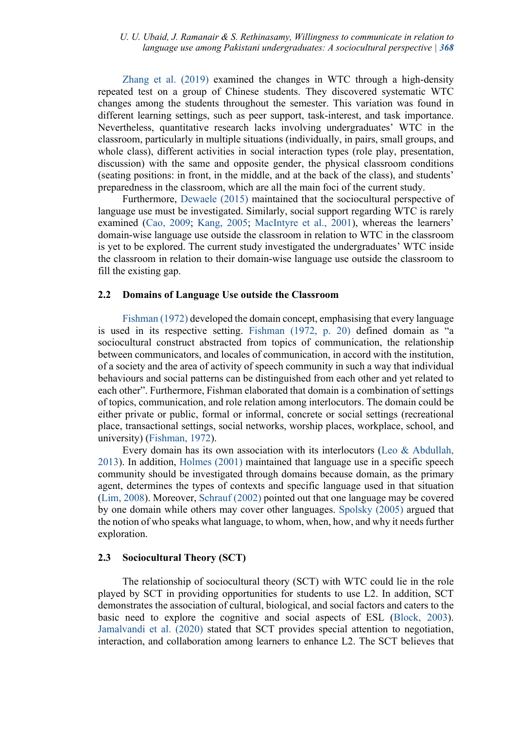Zhang et al. (2019) examined the changes in WTC through a high-density repeated test on a group of Chinese students. They discovered systematic WTC changes among the students throughout the semester. This variation was found in different learning settings, such as peer support, task-interest, and task importance. Nevertheless, quantitative research lacks involving undergraduates' WTC in the classroom, particularly in multiple situations (individually, in pairs, small groups, and whole class), different activities in social interaction types (role play, presentation, discussion) with the same and opposite gender, the physical classroom conditions (seating positions: in front, in the middle, and at the back of the class), and students' preparedness in the classroom, which are all the main foci of the current study.

Furthermore, Dewaele (2015) maintained that the sociocultural perspective of language use must be investigated. Similarly, social support regarding WTC is rarely examined (Cao, 2009; Kang, 2005; MacIntyre et al., 2001), whereas the learners' domain-wise language use outside the classroom in relation to WTC in the classroom is yet to be explored. The current study investigated the undergraduates' WTC inside the classroom in relation to their domain-wise language use outside the classroom to fill the existing gap.

### 2.2 Domains of Language Use outside the Classroom

Fishman (1972) developed the domain concept, emphasising that every language is used in its respective setting. Fishman (1972, p. 20) defined domain as "a sociocultural construct abstracted from topics of communication, the relationship between communicators, and locales of communication, in accord with the institution, of a society and the area of activity of speech community in such a way that individual behaviours and social patterns can be distinguished from each other and yet related to each other". Furthermore, Fishman elaborated that domain is a combination of settings of topics, communication, and role relation among interlocutors. The domain could be either private or public, formal or informal, concrete or social settings (recreational place, transactional settings, social networks, worship places, workplace, school, and university) (Fishman, 1972).

Every domain has its own association with its interlocutors (Leo & Abdullah, 2013). In addition, Holmes (2001) maintained that language use in a specific speech community should be investigated through domains because domain, as the primary agent, determines the types of contexts and specific language used in that situation (Lim, 2008). Moreover, Schrauf (2002) pointed out that one language may be covered by one domain while others may cover other languages. Spolsky (2005) argued that the notion of who speaks what language, to whom, when, how, and why it needs further exploration.

### 2.3 Sociocultural Theory (SCT)

The relationship of sociocultural theory (SCT) with WTC could lie in the role played by SCT in providing opportunities for students to use L2. In addition, SCT demonstrates the association of cultural, biological, and social factors and caters to the basic need to explore the cognitive and social aspects of ESL (Block, 2003). Jamalvandi et al. (2020) stated that SCT provides special attention to negotiation, interaction, and collaboration among learners to enhance L2. The SCT believes that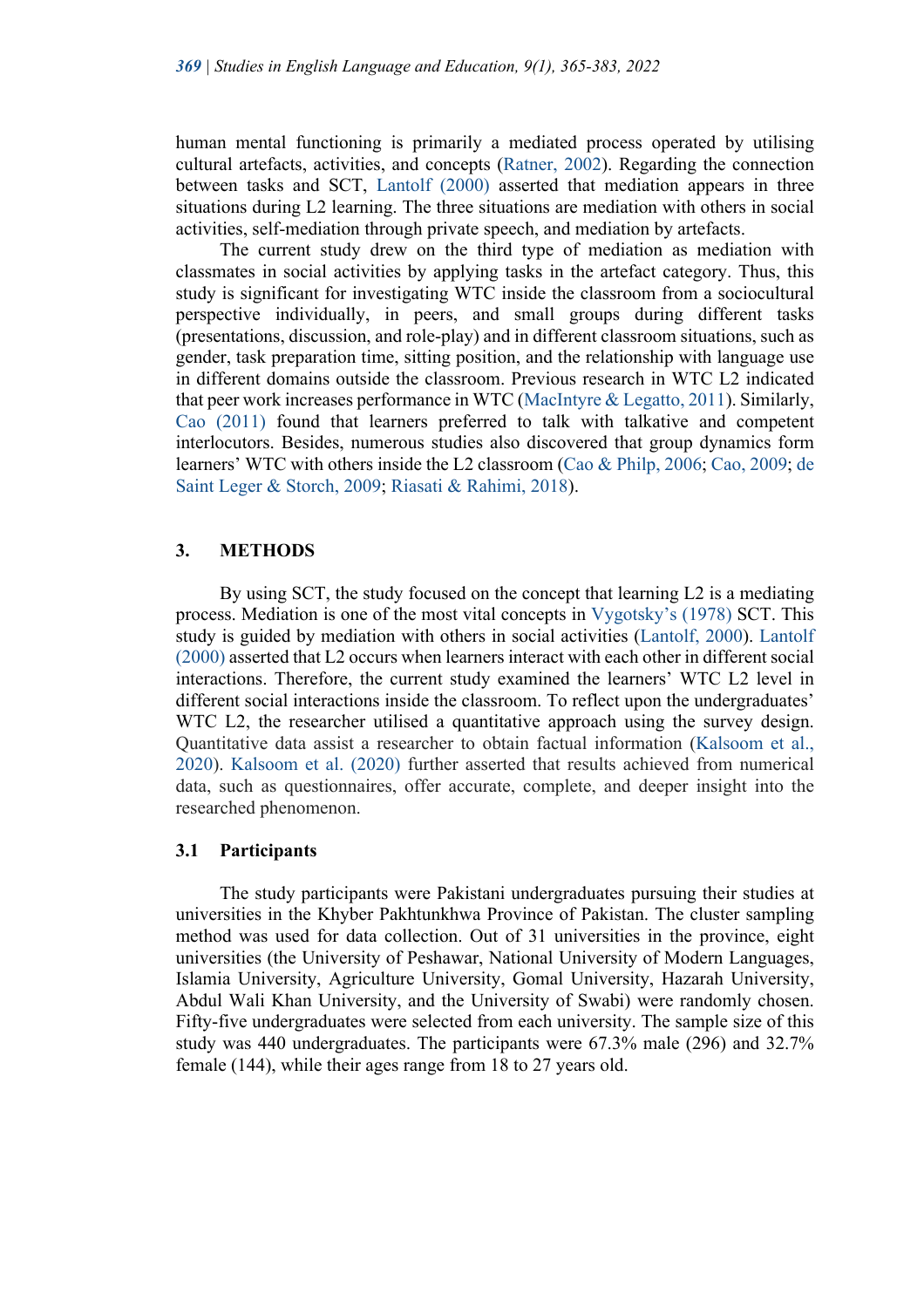human mental functioning is primarily a mediated process operated by utilising cultural artefacts, activities, and concepts (Ratner, 2002). Regarding the connection between tasks and SCT, Lantolf (2000) asserted that mediation appears in three situations during L2 learning. The three situations are mediation with others in social activities, self-mediation through private speech, and mediation by artefacts.

The current study drew on the third type of mediation as mediation with classmates in social activities by applying tasks in the artefact category. Thus, this study is significant for investigating WTC inside the classroom from a sociocultural perspective individually, in peers, and small groups during different tasks (presentations, discussion, and role-play) and in different classroom situations, such as gender, task preparation time, sitting position, and the relationship with language use in different domains outside the classroom. Previous research in WTC L2 indicated that peer work increases performance in WTC (MacIntyre & Legatto, 2011). Similarly, Cao (2011) found that learners preferred to talk with talkative and competent interlocutors. Besides, numerous studies also discovered that group dynamics form learners' WTC with others inside the L2 classroom (Cao & Philp, 2006; Cao, 2009; de Saint Leger & Storch, 2009; Riasati & Rahimi, 2018).

## 3. METHODS

By using SCT, the study focused on the concept that learning L2 is a mediating process. Mediation is one of the most vital concepts in Vygotsky's (1978) SCT. This study is guided by mediation with others in social activities (Lantolf, 2000). Lantolf (2000) asserted that L2 occurs when learners interact with each other in different social interactions. Therefore, the current study examined the learners' WTC L2 level in different social interactions inside the classroom. To reflect upon the undergraduates' WTC L2, the researcher utilised a quantitative approach using the survey design. Quantitative data assist a researcher to obtain factual information (Kalsoom et al., 2020). Kalsoom et al. (2020) further asserted that results achieved from numerical data, such as questionnaires, offer accurate, complete, and deeper insight into the researched phenomenon.

### 3.1 Participants

The study participants were Pakistani undergraduates pursuing their studies at universities in the Khyber Pakhtunkhwa Province of Pakistan. The cluster sampling method was used for data collection. Out of 31 universities in the province, eight universities (the University of Peshawar, National University of Modern Languages, Islamia University, Agriculture University, Gomal University, Hazarah University, Abdul Wali Khan University, and the University of Swabi) were randomly chosen. Fifty-five undergraduates were selected from each university. The sample size of this study was 440 undergraduates. The participants were 67.3% male (296) and 32.7% female (144), while their ages range from 18 to 27 years old.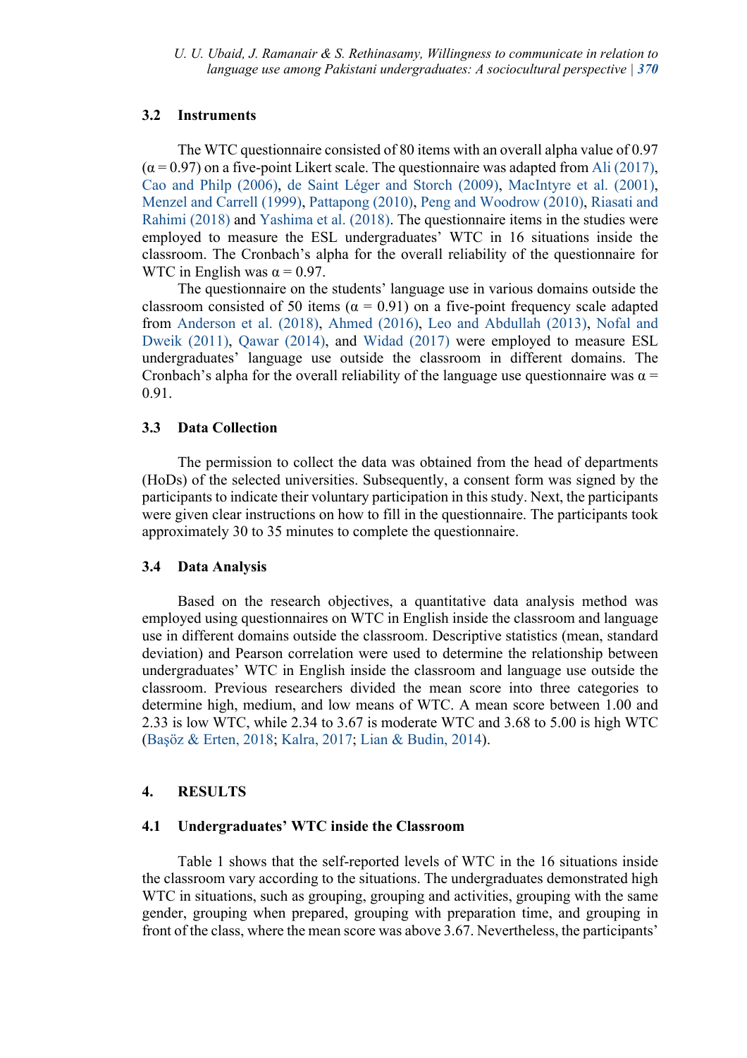### 3.2 Instruments

The WTC questionnaire consisted of 80 items with an overall alpha value of 0.97 (α = 0.97) on a five-point Likert scale. The questionnaire was adapted from Ali (2017), Cao and Philp (2006), de Saint Léger and Storch (2009), MacIntyre et al. (2001), Menzel and Carrell (1999), Pattapong (2010), Peng and Woodrow (2010), Riasati and Rahimi (2018) and Yashima et al. (2018). The questionnaire items in the studies were employed to measure the ESL undergraduates' WTC in 16 situations inside the classroom. The Cronbach's alpha for the overall reliability of the questionnaire for WTC in English was α = 0.97.

The questionnaire on the students' language use in various domains outside the classroom consisted of 50 items (α = 0.91) on a five-point frequency scale adapted from Anderson et al. (2018), Ahmed (2016), Leo and Abdullah (2013), Nofal and Dweik (2011), Qawar (2014), and Widad (2017) were employed to measure ESL undergraduates' language use outside the classroom in different domains. The Cronbach's alpha for the overall reliability of the language use questionnaire was α = 0.91.

### 3.3 Data Collection

The permission to collect the data was obtained from the head of departments (HoDs) of the selected universities. Subsequently, a consent form was signed by the participants to indicate their voluntary participation in this study. Next, the participants were given clear instructions on how to fill in the questionnaire. The participants took approximately 30 to 35 minutes to complete the questionnaire.

### 3.4 Data Analysis

Based on the research objectives, a quantitative data analysis method was employed using questionnaires on WTC in English inside the classroom and language use in different domains outside the classroom. Descriptive statistics (mean, standard deviation) and Pearson correlation were used to determine the relationship between undergraduates' WTC in English inside the classroom and language use outside the classroom. Previous researchers divided the mean score into three categories to determine high, medium, and low means of WTC. A mean score between 1.00 and 2.33 is low WTC, while 2.34 to 3.67 is moderate WTC and 3.68 to 5.00 is high WTC (Başöz & Erten, 2018; Kalra, 2017; Lian & Budin, 2014).

## 4. RESULTS

### 4.1 Undergraduates' WTC inside the Classroom

Table 1 shows that the self-reported levels of WTC in the 16 situations inside the classroom vary according to the situations. The undergraduates demonstrated high WTC in situations, such as grouping, grouping and activities, grouping with the same gender, grouping when prepared, grouping with preparation time, and grouping in front of the class, where the mean score was above 3.67. Nevertheless, the participants'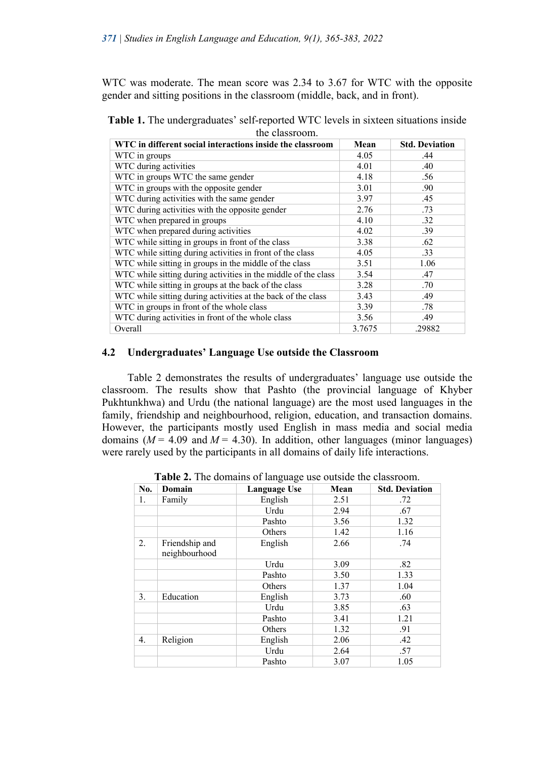WTC was moderate. The mean score was 2.34 to 3.67 for WTC with the opposite gender and sitting positions in the classroom (middle, back, and in front).

**Table 1.** The undergraduates' self-reported WTC levels in sixteen situations inside the classroom.

| WTC in different social interactions inside the classroom | Mean | Std. Deviation |
|---|---|---|
| WTC in groups | 4.05 | .44 |
| WTC during activities | 4.01 | .40 |
| WTC in groups WTC the same gender | 4.18 | .56 |
| WTC in groups with the opposite gender | 3.01 | .90 |
| WTC during activities with the same gender | 3.97 | .45 |
| WTC during activities with the opposite gender | 2.76 | .73 |
| WTC when prepared in groups | 4.10 | .32 |
| WTC when prepared during activities | 4.02 | .39 |
| WTC while sitting in groups in front of the class | 3.38 | .62 |
| WTC while sitting during activities in front of the class | 4.05 | .33 |
| WTC while sitting in groups in the middle of the class | 3.51 | 1.06 |
| WTC while sitting during activities in the middle of the class | 3.54 | .47 |
| WTC while sitting in groups at the back of the class | 3.28 | .70 |
| WTC while sitting during activities at the back of the class | 3.43 | .49 |
| WTC in groups in front of the whole class | 3.39 | .78 |
| WTC during activities in front of the whole class | 3.56 | .49 |
| Overall | 3.7675 | .29882 |

### 4.2 Undergraduates' Language Use outside the Classroom

Table 2 demonstrates the results of undergraduates' language use outside the classroom. The results show that Pashto (the provincial language of Khyber Pukhtunkhwa) and Urdu (the national language) are the most used languages in the family, friendship and neighbourhood, religion, education, and transaction domains. However, the participants mostly used English in mass media and social media domains ($M = 4.09$ and $M = 4.30$). In addition, other languages (minor languages) were rarely used by the participants in all domains of daily life interactions.

**Table 2.** The domains of language use outside the classroom.

| No. | Domain | Language Use | Mean | Std. Deviation |
|---|---|---|---|---|
| 1. | Family | English | 2.51 | .72 |
| | | Urdu | 2.94 | .67 |
| | | Pashto | 3.56 | 1.32 |
| | | Others | 1.42 | 1.16 |
| 2. | Friendship and neighbourhood | English | 2.66 | .74 |
| | | Urdu | 3.09 | .82 |
| | | Pashto | 3.50 | 1.33 |
| | | Others | 1.37 | 1.04 |
| 3. | Education | English | 3.73 | .60 |
| | | Urdu | 3.85 | .63 |
| | | Pashto | 3.41 | 1.21 |
| | | Others | 1.32 | .91 |
| 4. | Religion | English | 2.06 | .42 |
| | | Urdu | 2.64 | .57 |
| | | Pashto | 3.07 | 1.05 |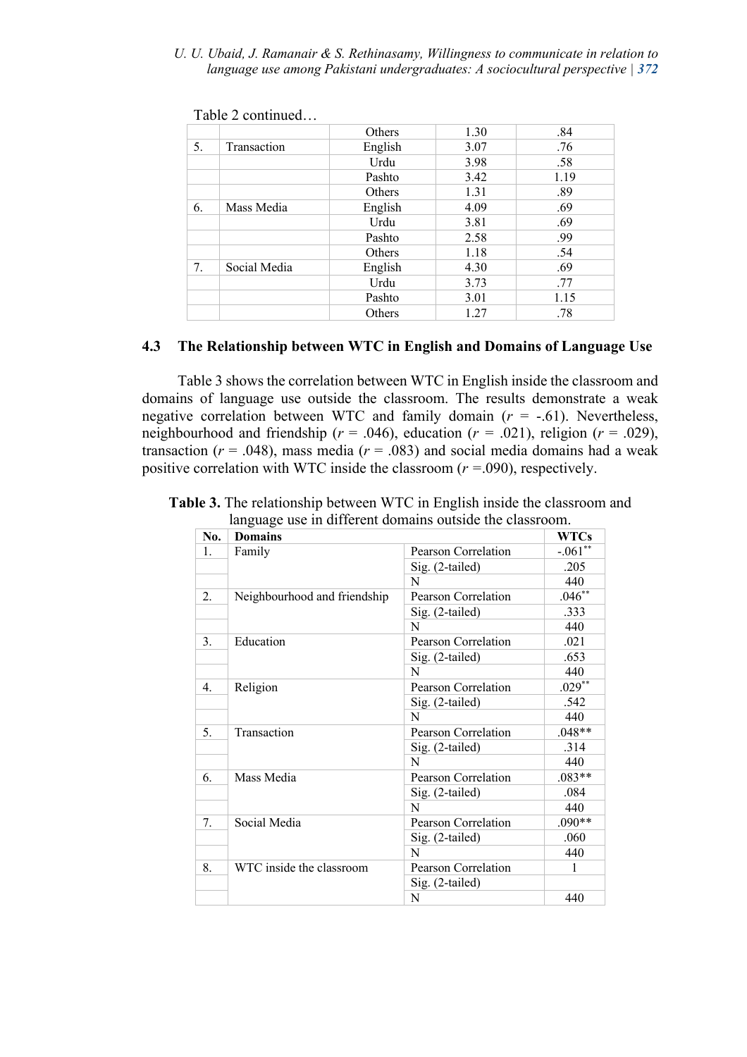Table 2 continued…

| | | | | |
|---|---|---|---|---|
| | | Others | 1.30 | .84 |
| 5. | Transaction | English | 3.07 | .76 |
| | | Urdu | 3.98 | .58 |
| | | Pashto | 3.42 | 1.19 |
| | | Others | 1.31 | .89 |
| 6. | Mass Media | English | 4.09 | .69 |
| | | Urdu | 3.81 | .69 |
| | | Pashto | 2.58 | .99 |
| | | Others | 1.18 | .54 |
| 7. | Social Media | English | 4.30 | .69 |
| | | Urdu | 3.73 | .77 |
| | | Pashto | 3.01 | 1.15 |
| | | Others | 1.27 | .78 |

### 4.3 The Relationship between WTC in English and Domains of Language Use

Table 3 shows the correlation between WTC in English inside the classroom and domains of language use outside the classroom. The results demonstrate a weak negative correlation between WTC and family domain (*r* = -.61). Nevertheless, neighbourhood and friendship (*r* = .046), education (*r* = .021), religion (*r* = .029), transaction (*r* = .048), mass media (*r* = .083) and social media domains had a weak positive correlation with WTC inside the classroom (*r* =.090), respectively.

**Table 3.** The relationship between WTC in English inside the classroom and language use in different domains outside the classroom.

| No. | Domains | | WTCs |
|---|---|---|---|
| 1. | Family | Pearson Correlation | -.061** |
| | | Sig. (2-tailed) | .205 |
| | | N | 440 |
| 2. | Neighbourhood and friendship | Pearson Correlation | .046** |
| | | Sig. (2-tailed) | .333 |
| | | N | 440 |
| 3. | Education | Pearson Correlation | .021 |
| | | Sig. (2-tailed) | .653 |
| | | N | 440 |
| 4. | Religion | Pearson Correlation | .029** |
| | | Sig. (2-tailed) | .542 |
| | | N | 440 |
| 5. | Transaction | Pearson Correlation | .048** |
| | | Sig. (2-tailed) | .314 |
| | | N | 440 |
| 6. | Mass Media | Pearson Correlation | .083** |
| | | Sig. (2-tailed) | .084 |
| | | N | 440 |
| 7. | Social Media | Pearson Correlation | .090** |
| | | Sig. (2-tailed) | .060 |
| | | N | 440 |
| 8. | WTC inside the classroom | Pearson Correlation | 1 |
| | | Sig. (2-tailed) | |
| | | N | 440 |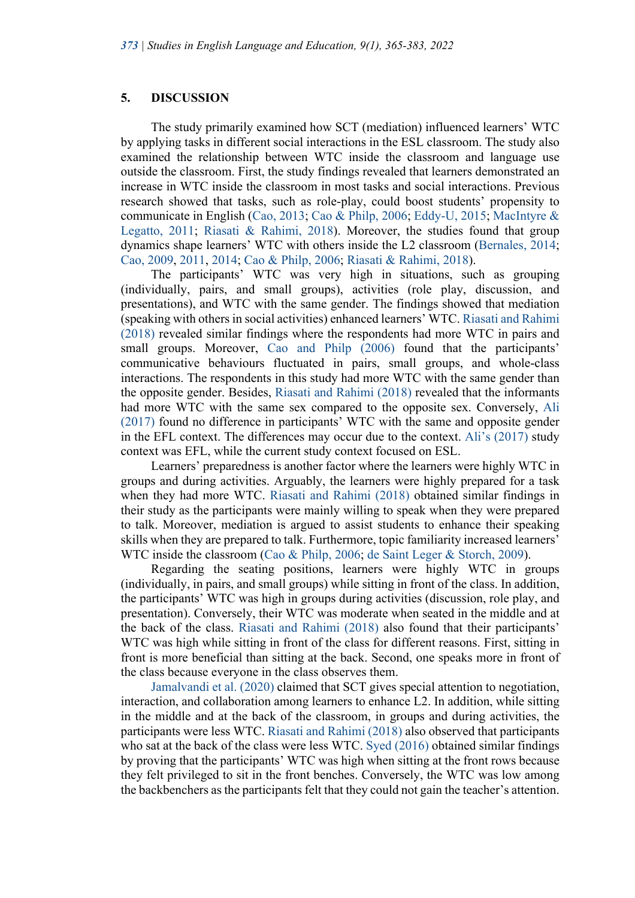## 5. DISCUSSION

The study primarily examined how SCT (mediation) influenced learners' WTC by applying tasks in different social interactions in the ESL classroom. The study also examined the relationship between WTC inside the classroom and language use outside the classroom. First, the study findings revealed that learners demonstrated an increase in WTC inside the classroom in most tasks and social interactions. Previous research showed that tasks, such as role-play, could boost students' propensity to communicate in English (Cao, 2013; Cao & Philp, 2006; Eddy-U, 2015; MacIntyre & Legatto, 2011; Riasati & Rahimi, 2018). Moreover, the studies found that group dynamics shape learners' WTC with others inside the L2 classroom (Bernales, 2014; Cao, 2009, 2011, 2014; Cao & Philp, 2006; Riasati & Rahimi, 2018).

The participants' WTC was very high in situations, such as grouping (individually, pairs, and small groups), activities (role play, discussion, and presentations), and WTC with the same gender. The findings showed that mediation (speaking with others in social activities) enhanced learners' WTC. Riasati and Rahimi (2018) revealed similar findings where the respondents had more WTC in pairs and small groups. Moreover, Cao and Philp (2006) found that the participants' communicative behaviours fluctuated in pairs, small groups, and whole-class interactions. The respondents in this study had more WTC with the same gender than the opposite gender. Besides, Riasati and Rahimi (2018) revealed that the informants had more WTC with the same sex compared to the opposite sex. Conversely, Ali (2017) found no difference in participants' WTC with the same and opposite gender in the EFL context. The differences may occur due to the context. Ali's (2017) study context was EFL, while the current study context focused on ESL.

Learners' preparedness is another factor where the learners were highly WTC in groups and during activities. Arguably, the learners were highly prepared for a task when they had more WTC. Riasati and Rahimi (2018) obtained similar findings in their study as the participants were mainly willing to speak when they were prepared to talk. Moreover, mediation is argued to assist students to enhance their speaking skills when they are prepared to talk. Furthermore, topic familiarity increased learners' WTC inside the classroom (Cao & Philp, 2006; de Saint Leger & Storch, 2009).

Regarding the seating positions, learners were highly WTC in groups (individually, in pairs, and small groups) while sitting in front of the class. In addition, the participants' WTC was high in groups during activities (discussion, role play, and presentation). Conversely, their WTC was moderate when seated in the middle and at the back of the class. Riasati and Rahimi (2018) also found that their participants' WTC was high while sitting in front of the class for different reasons. First, sitting in front is more beneficial than sitting at the back. Second, one speaks more in front of the class because everyone in the class observes them.

Jamalvandi et al. (2020) claimed that SCT gives special attention to negotiation, interaction, and collaboration among learners to enhance L2. In addition, while sitting in the middle and at the back of the classroom, in groups and during activities, the participants were less WTC. Riasati and Rahimi (2018) also observed that participants who sat at the back of the class were less WTC. Syed (2016) obtained similar findings by proving that the participants' WTC was high when sitting at the front rows because they felt privileged to sit in the front benches. Conversely, the WTC was low among the backbenchers as the participants felt that they could not gain the teacher's attention.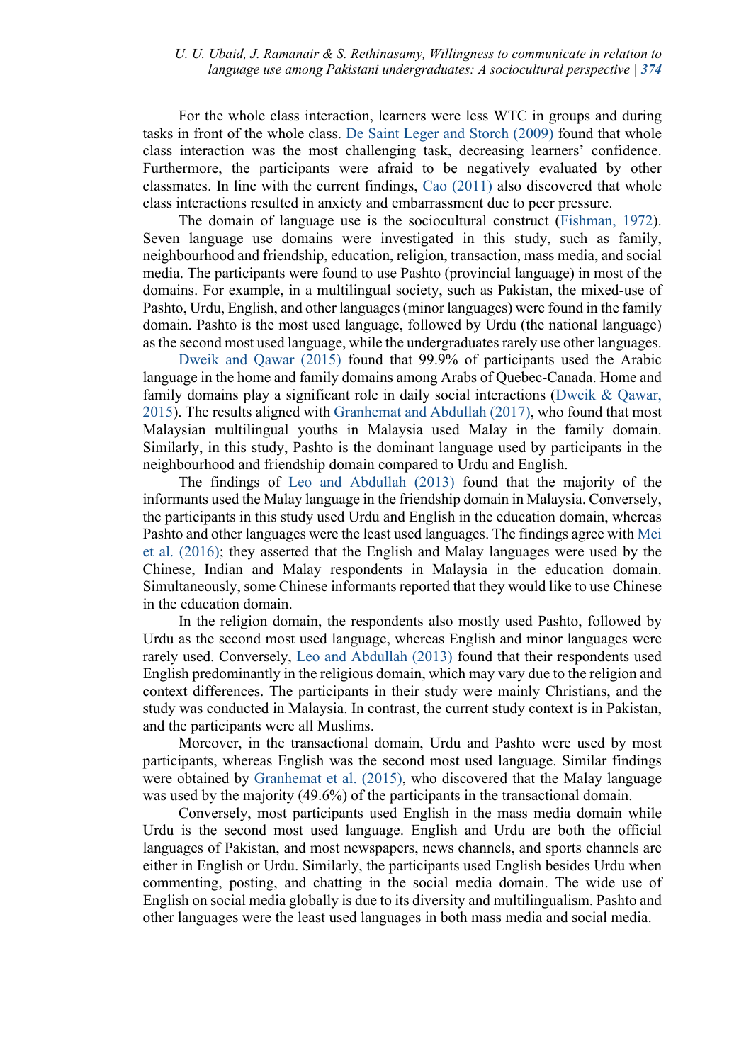For the whole class interaction, learners were less WTC in groups and during tasks in front of the whole class. De Saint Leger and Storch (2009) found that whole class interaction was the most challenging task, decreasing learners' confidence. Furthermore, the participants were afraid to be negatively evaluated by other classmates. In line with the current findings, Cao (2011) also discovered that whole class interactions resulted in anxiety and embarrassment due to peer pressure.

The domain of language use is the sociocultural construct (Fishman, 1972). Seven language use domains were investigated in this study, such as family, neighbourhood and friendship, education, religion, transaction, mass media, and social media. The participants were found to use Pashto (provincial language) in most of the domains. For example, in a multilingual society, such as Pakistan, the mixed-use of Pashto, Urdu, English, and other languages (minor languages) were found in the family domain. Pashto is the most used language, followed by Urdu (the national language) as the second most used language, while the undergraduates rarely use other languages.

Dweik and Qawar (2015) found that 99.9% of participants used the Arabic language in the home and family domains among Arabs of Quebec-Canada. Home and family domains play a significant role in daily social interactions (Dweik & Qawar, 2015). The results aligned with Granhemat and Abdullah (2017), who found that most Malaysian multilingual youths in Malaysia used Malay in the family domain. Similarly, in this study, Pashto is the dominant language used by participants in the neighbourhood and friendship domain compared to Urdu and English.

The findings of Leo and Abdullah (2013) found that the majority of the informants used the Malay language in the friendship domain in Malaysia. Conversely, the participants in this study used Urdu and English in the education domain, whereas Pashto and other languages were the least used languages. The findings agree with Mei et al. (2016); they asserted that the English and Malay languages were used by the Chinese, Indian and Malay respondents in Malaysia in the education domain. Simultaneously, some Chinese informants reported that they would like to use Chinese in the education domain.

In the religion domain, the respondents also mostly used Pashto, followed by Urdu as the second most used language, whereas English and minor languages were rarely used. Conversely, Leo and Abdullah (2013) found that their respondents used English predominantly in the religious domain, which may vary due to the religion and context differences. The participants in their study were mainly Christians, and the study was conducted in Malaysia. In contrast, the current study context is in Pakistan, and the participants were all Muslims.

Moreover, in the transactional domain, Urdu and Pashto were used by most participants, whereas English was the second most used language. Similar findings were obtained by Granhemat et al. (2015), who discovered that the Malay language was used by the majority (49.6%) of the participants in the transactional domain.

Conversely, most participants used English in the mass media domain while Urdu is the second most used language. English and Urdu are both the official languages of Pakistan, and most newspapers, news channels, and sports channels are either in English or Urdu. Similarly, the participants used English besides Urdu when commenting, posting, and chatting in the social media domain. The wide use of English on social media globally is due to its diversity and multilingualism. Pashto and other languages were the least used languages in both mass media and social media.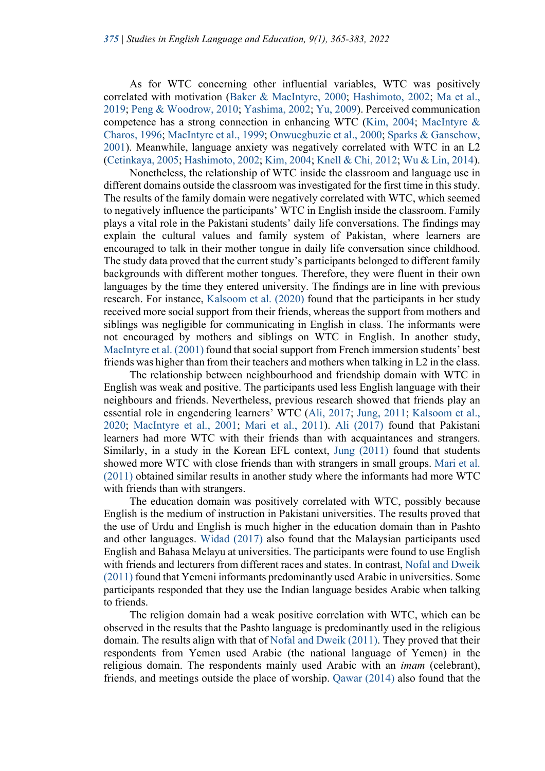As for WTC concerning other influential variables, WTC was positively correlated with motivation (Baker & MacIntyre, 2000; Hashimoto, 2002; Ma et al., 2019; Peng & Woodrow, 2010; Yashima, 2002; Yu, 2009). Perceived communication competence has a strong connection in enhancing WTC (Kim, 2004; MacIntyre & Charos, 1996; MacIntyre et al., 1999; Onwuegbuzie et al., 2000; Sparks & Ganschow, 2001). Meanwhile, language anxiety was negatively correlated with WTC in an L2 (Cetinkaya, 2005; Hashimoto, 2002; Kim, 2004; Knell & Chi, 2012; Wu & Lin, 2014).

Nonetheless, the relationship of WTC inside the classroom and language use in different domains outside the classroom was investigated for the first time in this study. The results of the family domain were negatively correlated with WTC, which seemed to negatively influence the participants' WTC in English inside the classroom. Family plays a vital role in the Pakistani students' daily life conversations. The findings may explain the cultural values and family system of Pakistan, where learners are encouraged to talk in their mother tongue in daily life conversation since childhood. The study data proved that the current study's participants belonged to different family backgrounds with different mother tongues. Therefore, they were fluent in their own languages by the time they entered university. The findings are in line with previous research. For instance, Kalsoom et al. (2020) found that the participants in her study received more social support from their friends, whereas the support from mothers and siblings was negligible for communicating in English in class. The informants were not encouraged by mothers and siblings on WTC in English. In another study, MacIntyre et al. (2001) found that social support from French immersion students' best friends was higher than from their teachers and mothers when talking in L2 in the class.

The relationship between neighbourhood and friendship domain with WTC in English was weak and positive. The participants used less English language with their neighbours and friends. Nevertheless, previous research showed that friends play an essential role in engendering learners' WTC (Ali, 2017; Jung, 2011; Kalsoom et al., 2020; MacIntyre et al., 2001; Mari et al., 2011). Ali (2017) found that Pakistani learners had more WTC with their friends than with acquaintances and strangers. Similarly, in a study in the Korean EFL context, Jung (2011) found that students showed more WTC with close friends than with strangers in small groups. Mari et al. (2011) obtained similar results in another study where the informants had more WTC with friends than with strangers.

The education domain was positively correlated with WTC, possibly because English is the medium of instruction in Pakistani universities. The results proved that the use of Urdu and English is much higher in the education domain than in Pashto and other languages. Widad (2017) also found that the Malaysian participants used English and Bahasa Melayu at universities. The participants were found to use English with friends and lecturers from different races and states. In contrast, Nofal and Dweik (2011) found that Yemeni informants predominantly used Arabic in universities. Some participants responded that they use the Indian language besides Arabic when talking to friends.

The religion domain had a weak positive correlation with WTC, which can be observed in the results that the Pashto language is predominantly used in the religious domain. The results align with that of Nofal and Dweik (2011). They proved that their respondents from Yemen used Arabic (the national language of Yemen) in the religious domain. The respondents mainly used Arabic with an *imam* (celebrant), friends, and meetings outside the place of worship. Qawar (2014) also found that the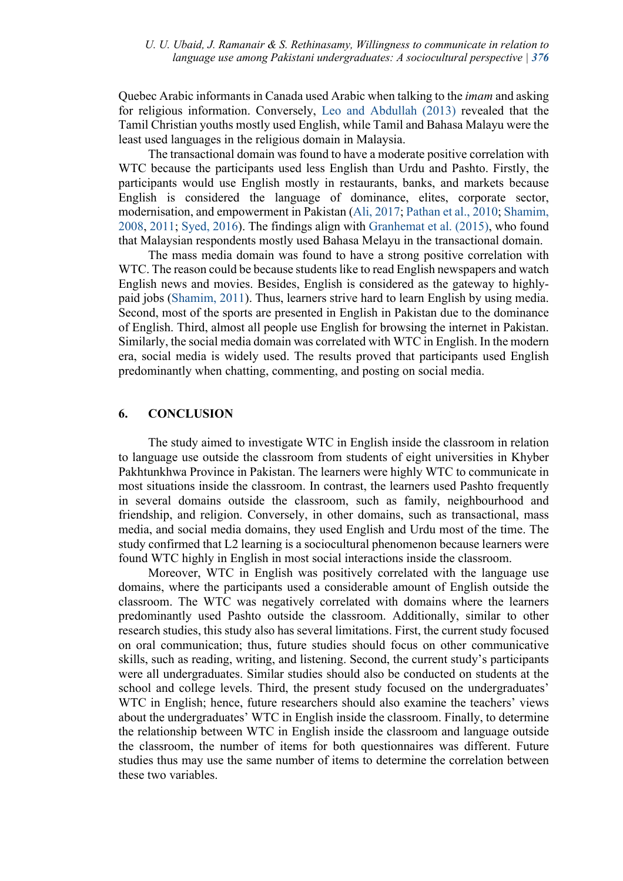Quebec Arabic informants in Canada used Arabic when talking to the *imam* and asking for religious information. Conversely, Leo and Abdullah (2013) revealed that the Tamil Christian youths mostly used English, while Tamil and Bahasa Malayu were the least used languages in the religious domain in Malaysia.

The transactional domain was found to have a moderate positive correlation with WTC because the participants used less English than Urdu and Pashto. Firstly, the participants would use English mostly in restaurants, banks, and markets because English is considered the language of dominance, elites, corporate sector, modernisation, and empowerment in Pakistan (Ali, 2017; Pathan et al., 2010; Shamim, 2008, 2011; Syed, 2016). The findings align with Granhemat et al. (2015), who found that Malaysian respondents mostly used Bahasa Melayu in the transactional domain.

The mass media domain was found to have a strong positive correlation with WTC. The reason could be because students like to read English newspapers and watch English news and movies. Besides, English is considered as the gateway to highly-paid jobs (Shamim, 2011). Thus, learners strive hard to learn English by using media. Second, most of the sports are presented in English in Pakistan due to the dominance of English. Third, almost all people use English for browsing the internet in Pakistan. Similarly, the social media domain was correlated with WTC in English. In the modern era, social media is widely used. The results proved that participants used English predominantly when chatting, commenting, and posting on social media.

## 6. CONCLUSION

The study aimed to investigate WTC in English inside the classroom in relation to language use outside the classroom from students of eight universities in Khyber Pakhtunkhwa Province in Pakistan. The learners were highly WTC to communicate in most situations inside the classroom. In contrast, the learners used Pashto frequently in several domains outside the classroom, such as family, neighbourhood and friendship, and religion. Conversely, in other domains, such as transactional, mass media, and social media domains, they used English and Urdu most of the time. The study confirmed that L2 learning is a sociocultural phenomenon because learners were found WTC highly in English in most social interactions inside the classroom.

Moreover, WTC in English was positively correlated with the language use domains, where the participants used a considerable amount of English outside the classroom. The WTC was negatively correlated with domains where the learners predominantly used Pashto outside the classroom. Additionally, similar to other research studies, this study also has several limitations. First, the current study focused on oral communication; thus, future studies should focus on other communicative skills, such as reading, writing, and listening. Second, the current study's participants were all undergraduates. Similar studies should also be conducted on students at the school and college levels. Third, the present study focused on the undergraduates' WTC in English; hence, future researchers should also examine the teachers' views about the undergraduates' WTC in English inside the classroom. Finally, to determine the relationship between WTC in English inside the classroom and language outside the classroom, the number of items for both questionnaires was different. Future studies thus may use the same number of items to determine the correlation between these two variables.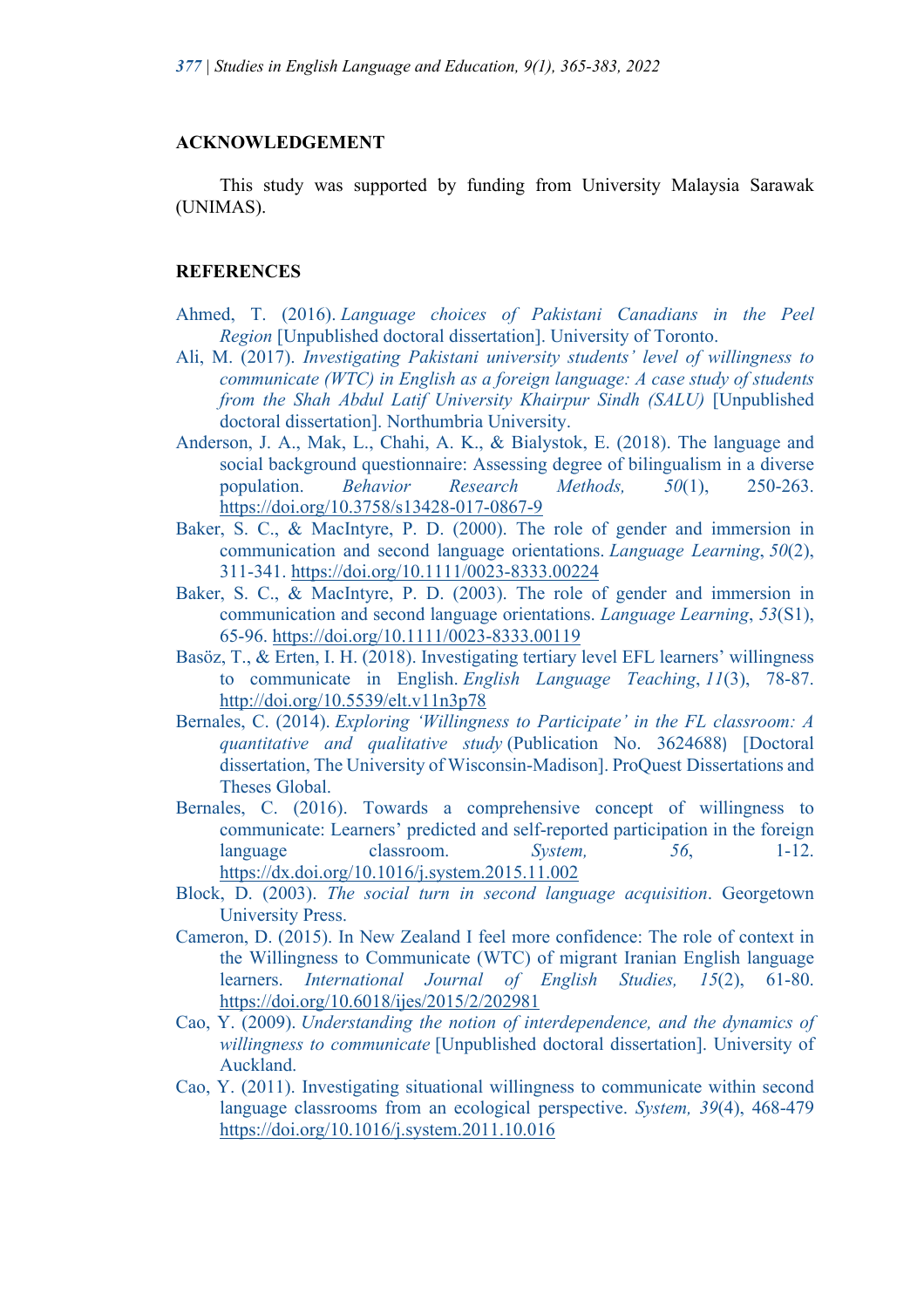## ACKNOWLEDGEMENT

This study was supported by funding from University Malaysia Sarawak (UNIMAS).

## REFERENCES

Ahmed, T. (2016). *Language choices of Pakistani Canadians in the Peel Region* [Unpublished doctoral dissertation]. University of Toronto.

Ali, M. (2017). *Investigating Pakistani university students' level of willingness to communicate (WTC) in English as a foreign language: A case study of students from the Shah Abdul Latif University Khairpur Sindh (SALU)* [Unpublished doctoral dissertation]. Northumbria University.

Anderson, J. A., Mak, L., Chahi, A. K., & Bialystok, E. (2018). The language and social background questionnaire: Assessing degree of bilingualism in a diverse population. *Behavior Research Methods, 50*(1), 250-263. https://doi.org/10.3758/s13428-017-0867-9

Baker, S. C., & MacIntyre, P. D. (2000). The role of gender and immersion in communication and second language orientations. *Language Learning*, *50*(2), 311-341. https://doi.org/10.1111/0023-8333.00224

Baker, S. C., & MacIntyre, P. D. (2003). The role of gender and immersion in communication and second language orientations. *Language Learning*, *53*(S1), 65-96. https://doi.org/10.1111/0023-8333.00119

Basöz, T., & Erten, I. H. (2018). Investigating tertiary level EFL learners' willingness to communicate in English. *English Language Teaching*, *11*(3), 78-87. http://doi.org/10.5539/elt.v11n3p78

Bernales, C. (2014). *Exploring 'Willingness to Participate' in the FL classroom: A quantitative and qualitative study* (Publication No. 3624688) [Doctoral dissertation, The University of Wisconsin-Madison]. ProQuest Dissertations and Theses Global.

Bernales, C. (2016). Towards a comprehensive concept of willingness to communicate: Learners' predicted and self-reported participation in the foreign language classroom. *System, 56*, 1-12. https://dx.doi.org/10.1016/j.system.2015.11.002

Block, D. (2003). *The social turn in second language acquisition*. Georgetown University Press.

Cameron, D. (2015). In New Zealand I feel more confidence: The role of context in the Willingness to Communicate (WTC) of migrant Iranian English language learners. *International Journal of English Studies, 15*(2), 61-80. https://doi.org/10.6018/ijes/2015/2/202981

Cao, Y. (2009). *Understanding the notion of interdependence, and the dynamics of willingness to communicate* [Unpublished doctoral dissertation]. University of Auckland.

Cao, Y. (2011). Investigating situational willingness to communicate within second language classrooms from an ecological perspective. *System, 39*(4), 468-479 https://doi.org/10.1016/j.system.2011.10.016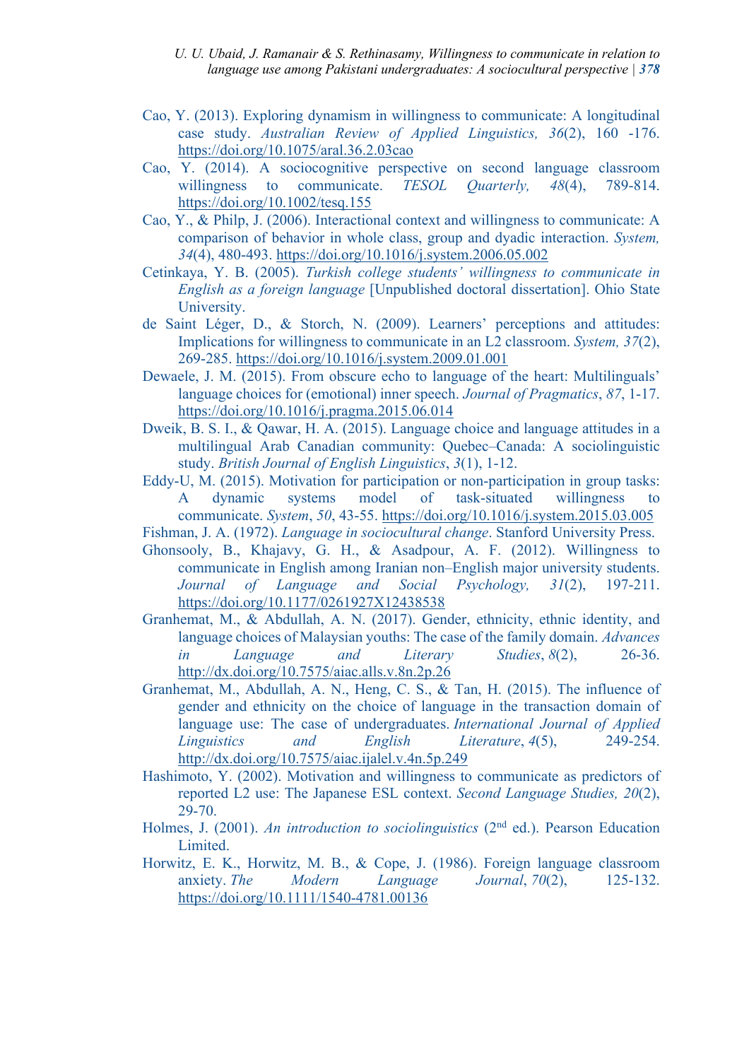Cao, Y. (2013). Exploring dynamism in willingness to communicate: A longitudinal case study. *Australian Review of Applied Linguistics, 36*(2), 160 -176. https://doi.org/10.1075/aral.36.2.03cao

Cao, Y. (2014). A sociocognitive perspective on second language classroom willingness to communicate. *TESOL Quarterly, 48*(4), 789-814. https://doi.org/10.1002/tesq.155

Cao, Y., & Philp, J. (2006). Interactional context and willingness to communicate: A comparison of behavior in whole class, group and dyadic interaction. *System, 34*(4), 480-493. https://doi.org/10.1016/j.system.2006.05.002

Cetinkaya, Y. B. (2005). *Turkish college students' willingness to communicate in English as a foreign language* [Unpublished doctoral dissertation]. Ohio State University.

de Saint Léger, D., & Storch, N. (2009). Learners' perceptions and attitudes: Implications for willingness to communicate in an L2 classroom. *System, 37*(2), 269-285. https://doi.org/10.1016/j.system.2009.01.001

Dewaele, J. M. (2015). From obscure echo to language of the heart: Multilinguals' language choices for (emotional) inner speech. *Journal of Pragmatics*, *87*, 1-17. https://doi.org/10.1016/j.pragma.2015.06.014

Dweik, B. S. I., & Qawar, H. A. (2015). Language choice and language attitudes in a multilingual Arab Canadian community: Quebec–Canada: A sociolinguistic study. *British Journal of English Linguistics*, *3*(1), 1-12.

Eddy-U, M. (2015). Motivation for participation or non-participation in group tasks: A dynamic systems model of task-situated willingness to communicate. *System*, *50*, 43-55. https://doi.org/10.1016/j.system.2015.03.005

Fishman, J. A. (1972). *Language in sociocultural change*. Stanford University Press.

Ghonsooly, B., Khajavy, G. H., & Asadpour, A. F. (2012). Willingness to communicate in English among Iranian non–English major university students. *Journal of Language and Social Psychology, 31*(2), 197-211. https://doi.org/10.1177/0261927X12438538

Granhemat, M., & Abdullah, A. N. (2017). Gender, ethnicity, ethnic identity, and language choices of Malaysian youths: The case of the family domain. *Advances in Language and Literary Studies*, *8*(2), 26-36. http://dx.doi.org/10.7575/aiac.alls.v.8n.2p.26

Granhemat, M., Abdullah, A. N., Heng, C. S., & Tan, H. (2015). The influence of gender and ethnicity on the choice of language in the transaction domain of language use: The case of undergraduates. *International Journal of Applied Linguistics and English Literature*, *4*(5), 249-254. http://dx.doi.org/10.7575/aiac.ijalel.v.4n.5p.249

Hashimoto, Y. (2002). Motivation and willingness to communicate as predictors of reported L2 use: The Japanese ESL context. *Second Language Studies, 20*(2), 29-70.

Holmes, J. (2001). *An introduction to sociolinguistics* (2nd ed.). Pearson Education Limited.

Horwitz, E. K., Horwitz, M. B., & Cope, J. (1986). Foreign language classroom anxiety. *The Modern Language Journal*, *70*(2), 125-132. https://doi.org/10.1111/1540-4781.00136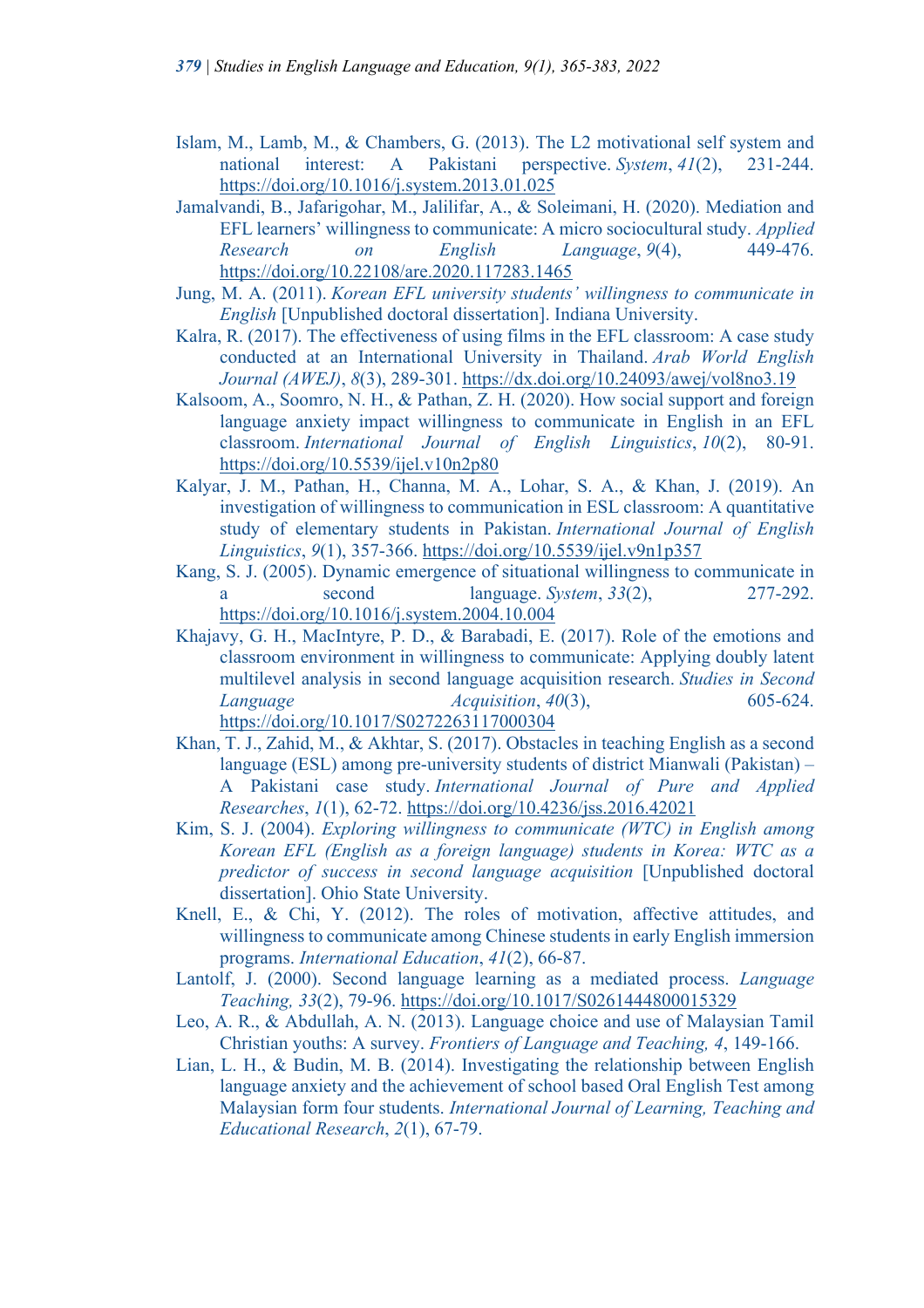Islam, M., Lamb, M., & Chambers, G. (2013). The L2 motivational self system and national interest: A Pakistani perspective. *System*, *41*(2), 231-244. https://doi.org/10.1016/j.system.2013.01.025

Jamalvandi, B., Jafarigohar, M., Jalilifar, A., & Soleimani, H. (2020). Mediation and EFL learners' willingness to communicate: A micro sociocultural study. *Applied Research on English Language*, *9*(4), 449-476. https://doi.org/10.22108/are.2020.117283.1465

Jung, M. A. (2011). *Korean EFL university students' willingness to communicate in English* [Unpublished doctoral dissertation]. Indiana University.

Kalra, R. (2017). The effectiveness of using films in the EFL classroom: A case study conducted at an International University in Thailand. *Arab World English Journal (AWEJ)*, *8*(3), 289-301. https://dx.doi.org/10.24093/awej/vol8no3.19

Kalsoom, A., Soomro, N. H., & Pathan, Z. H. (2020). How social support and foreign language anxiety impact willingness to communicate in English in an EFL classroom. *International Journal of English Linguistics*, *10*(2), 80-91. https://doi.org/10.5539/ijel.v10n2p80

Kalyar, J. M., Pathan, H., Channa, M. A., Lohar, S. A., & Khan, J. (2019). An investigation of willingness to communication in ESL classroom: A quantitative study of elementary students in Pakistan. *International Journal of English Linguistics*, *9*(1), 357-366. https://doi.org/10.5539/ijel.v9n1p357

Kang, S. J. (2005). Dynamic emergence of situational willingness to communicate in a second language. *System*, *33*(2), 277-292. https://doi.org/10.1016/j.system.2004.10.004

Khajavy, G. H., MacIntyre, P. D., & Barabadi, E. (2017). Role of the emotions and classroom environment in willingness to communicate: Applying doubly latent multilevel analysis in second language acquisition research. *Studies in Second Language Acquisition*, *40*(3), 605-624. https://doi.org/10.1017/S0272263117000304

Khan, T. J., Zahid, M., & Akhtar, S. (2017). Obstacles in teaching English as a second language (ESL) among pre-university students of district Mianwali (Pakistan) – A Pakistani case study. *International Journal of Pure and Applied Researches*, *1*(1), 62-72. https://doi.org/10.4236/jss.2016.42021

Kim, S. J. (2004). *Exploring willingness to communicate (WTC) in English among Korean EFL (English as a foreign language) students in Korea: WTC as a predictor of success in second language acquisition* [Unpublished doctoral dissertation]. Ohio State University.

Knell, E., & Chi, Y. (2012). The roles of motivation, affective attitudes, and willingness to communicate among Chinese students in early English immersion programs. *International Education*, *41*(2), 66-87.

Lantolf, J. (2000). Second language learning as a mediated process. *Language Teaching, 33*(2), 79-96. https://doi.org/10.1017/S0261444800015329

Leo, A. R., & Abdullah, A. N. (2013). Language choice and use of Malaysian Tamil Christian youths: A survey. *Frontiers of Language and Teaching, 4*, 149-166.

Lian, L. H., & Budin, M. B. (2014). Investigating the relationship between English language anxiety and the achievement of school based Oral English Test among Malaysian form four students. *International Journal of Learning, Teaching and Educational Research*, *2*(1), 67-79.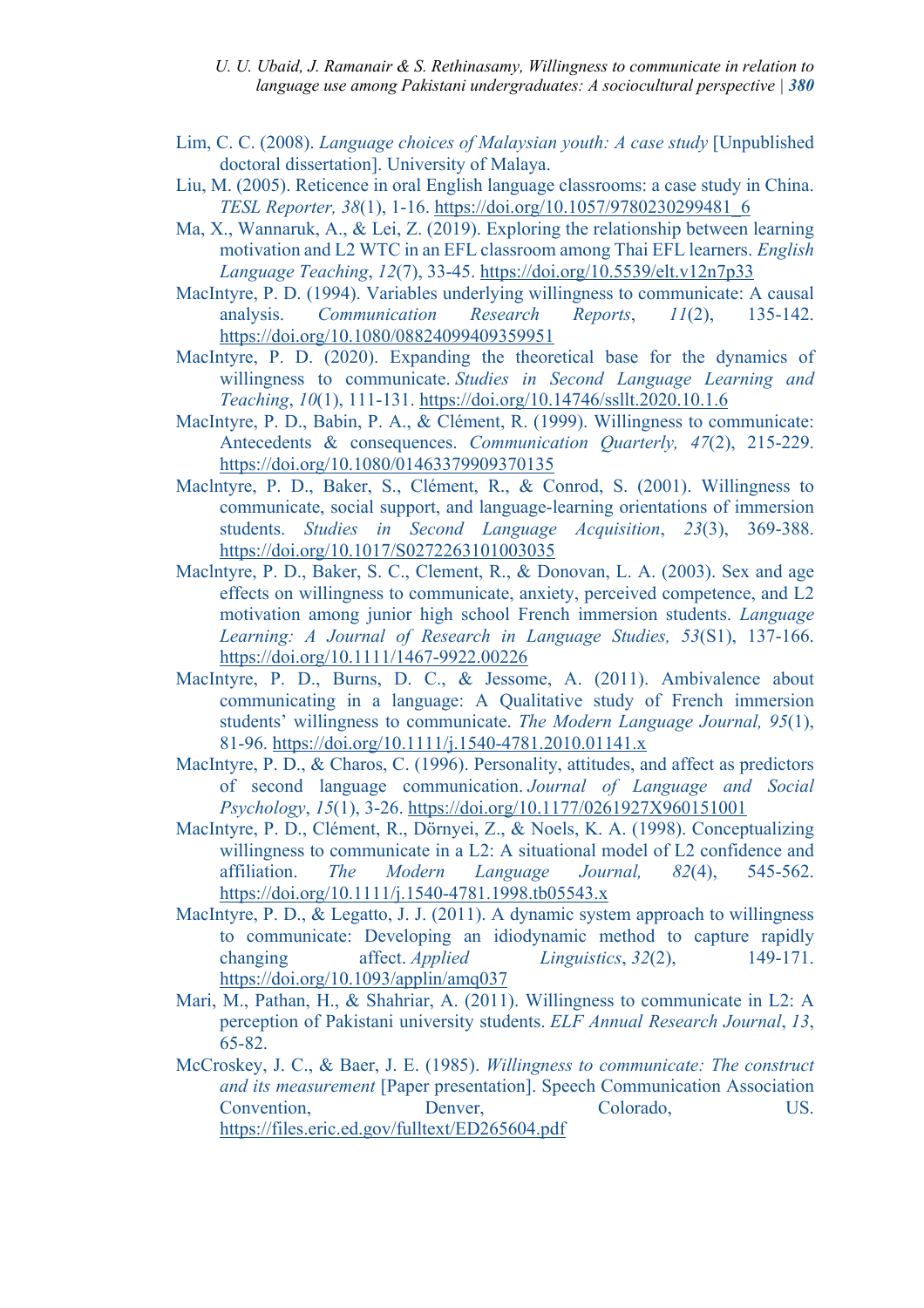Lim, C. C. (2008). *Language choices of Malaysian youth: A case study* [Unpublished doctoral dissertation]. University of Malaya.

Liu, M. (2005). Reticence in oral English language classrooms: a case study in China. *TESL Reporter, 38*(1), 1-16. https://doi.org/10.1057/9780230299481_6

Ma, X., Wannaruk, A., & Lei, Z. (2019). Exploring the relationship between learning motivation and L2 WTC in an EFL classroom among Thai EFL learners. *English Language Teaching*, *12*(7), 33-45. https://doi.org/10.5539/elt.v12n7p33

MacIntyre, P. D. (1994). Variables underlying willingness to communicate: A causal analysis. *Communication Research Reports*, *11*(2), 135-142. https://doi.org/10.1080/08824099409359951

MacIntyre, P. D. (2020). Expanding the theoretical base for the dynamics of willingness to communicate. *Studies in Second Language Learning and Teaching*, *10*(1), 111-131. https://doi.org/10.14746/ssllt.2020.10.1.6

MacIntyre, P. D., Babin, P. A., & Clément, R. (1999). Willingness to communicate: Antecedents & consequences. *Communication Quarterly, 47*(2), 215-229. https://doi.org/10.1080/01463379909370135

Maclntyre, P. D., Baker, S., Clément, R., & Conrod, S. (2001). Willingness to communicate, social support, and language-learning orientations of immersion students. *Studies in Second Language Acquisition*, *23*(3), 369-388. https://doi.org/10.1017/S0272263101003035

Maclntyre, P. D., Baker, S. C., Clement, R., & Donovan, L. A. (2003). Sex and age effects on willingness to communicate, anxiety, perceived competence, and L2 motivation among junior high school French immersion students. *Language Learning: A Journal of Research in Language Studies, 53*(S1), 137-166. https://doi.org/10.1111/1467-9922.00226

MacIntyre, P. D., Burns, D. C., & Jessome, A. (2011). Ambivalence about communicating in a language: A Qualitative study of French immersion students' willingness to communicate. *The Modern Language Journal, 95*(1), 81-96. https://doi.org/10.1111/j.1540-4781.2010.01141.x

MacIntyre, P. D., & Charos, C. (1996). Personality, attitudes, and affect as predictors of second language communication. *Journal of Language and Social Psychology*, *15*(1), 3-26. https://doi.org/10.1177/0261927X960151001

MacIntyre, P. D., Clément, R., Dörnyei, Z., & Noels, K. A. (1998). Conceptualizing willingness to communicate in a L2: A situational model of L2 confidence and affiliation. *The Modern Language Journal, 82*(4), 545-562. https://doi.org/10.1111/j.1540-4781.1998.tb05543.x

MacIntyre, P. D., & Legatto, J. J. (2011). A dynamic system approach to willingness to communicate: Developing an idiodynamic method to capture rapidly changing affect. *Applied Linguistics*, *32*(2), 149-171. https://doi.org/10.1093/applin/amq037

Mari, M., Pathan, H., & Shahriar, A. (2011). Willingness to communicate in L2: A perception of Pakistani university students. *ELF Annual Research Journal*, *13*, 65-82.

McCroskey, J. C., & Baer, J. E. (1985). *Willingness to communicate: The construct and its measurement* [Paper presentation]. Speech Communication Association Convention, Denver, Colorado, US. https://files.eric.ed.gov/fulltext/ED265604.pdf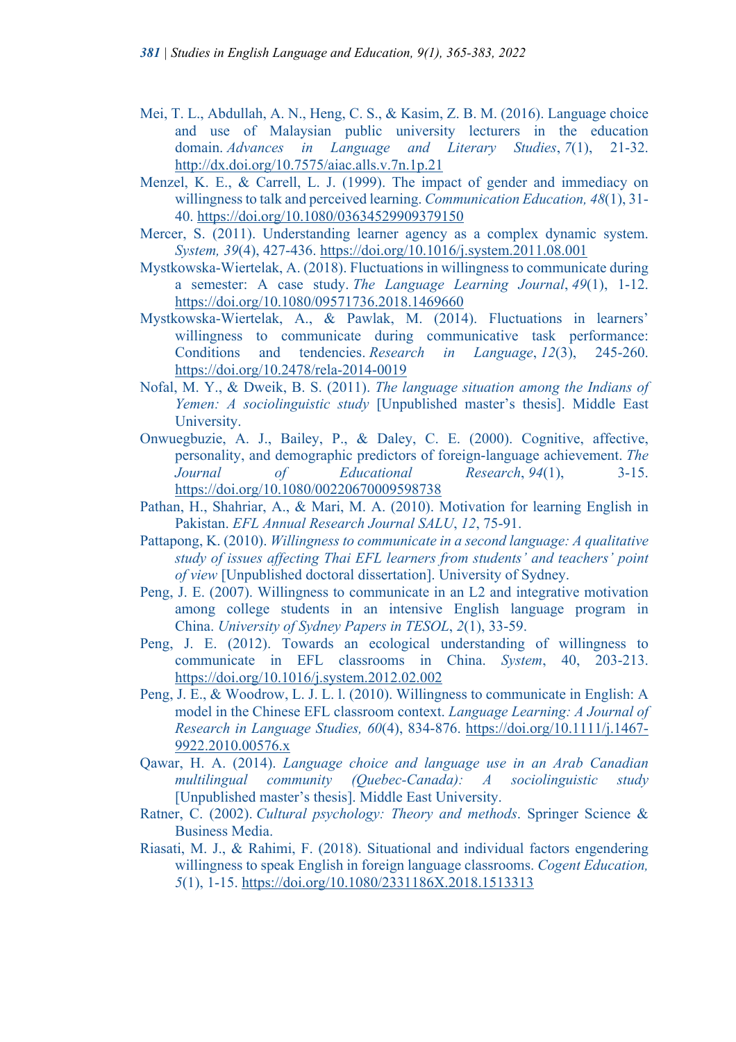Mei, T. L., Abdullah, A. N., Heng, C. S., & Kasim, Z. B. M. (2016). Language choice and use of Malaysian public university lecturers in the education domain. *Advances in Language and Literary Studies*, *7*(1), 21-32. http://dx.doi.org/10.7575/aiac.alls.v.7n.1p.21

Menzel, K. E., & Carrell, L. J. (1999). The impact of gender and immediacy on willingness to talk and perceived learning. *Communication Education, 48*(1), 31-40. https://doi.org/10.1080/03634529909379150

Mercer, S. (2011). Understanding learner agency as a complex dynamic system. *System, 39*(4), 427-436. https://doi.org/10.1016/j.system.2011.08.001

Mystkowska-Wiertelak, A. (2018). Fluctuations in willingness to communicate during a semester: A case study. *The Language Learning Journal*, *49*(1), 1-12. https://doi.org/10.1080/09571736.2018.1469660

Mystkowska-Wiertelak, A., & Pawlak, M. (2014). Fluctuations in learners' willingness to communicate during communicative task performance: Conditions and tendencies. *Research in Language*, *12*(3), 245-260. https://doi.org/10.2478/rela-2014-0019

Nofal, M. Y., & Dweik, B. S. (2011). *The language situation among the Indians of Yemen: A sociolinguistic study* [Unpublished master's thesis]. Middle East University.

Onwuegbuzie, A. J., Bailey, P., & Daley, C. E. (2000). Cognitive, affective, personality, and demographic predictors of foreign-language achievement. *The Journal of Educational Research*, *94*(1), 3-15. https://doi.org/10.1080/00220670009598738

Pathan, H., Shahriar, A., & Mari, M. A. (2010). Motivation for learning English in Pakistan. *EFL Annual Research Journal SALU*, *12*, 75-91.

Pattapong, K. (2010). *Willingness to communicate in a second language: A qualitative study of issues affecting Thai EFL learners from students' and teachers' point of view* [Unpublished doctoral dissertation]. University of Sydney.

Peng, J. E. (2007). Willingness to communicate in an L2 and integrative motivation among college students in an intensive English language program in China. *University of Sydney Papers in TESOL*, *2*(1), 33-59.

Peng, J. E. (2012). Towards an ecological understanding of willingness to communicate in EFL classrooms in China. *System*, 40, 203-213. https://doi.org/10.1016/j.system.2012.02.002

Peng, J. E., & Woodrow, L. J. L. l. (2010). Willingness to communicate in English: A model in the Chinese EFL classroom context. *Language Learning: A Journal of Research in Language Studies, 60*(4), 834-876. https://doi.org/10.1111/j.1467-9922.2010.00576.x

Qawar, H. A. (2014). *Language choice and language use in an Arab Canadian multilingual community (Quebec-Canada): A sociolinguistic study* [Unpublished master's thesis]. Middle East University.

Ratner, C. (2002). *Cultural psychology: Theory and methods*. Springer Science & Business Media.

Riasati, M. J., & Rahimi, F. (2018). Situational and individual factors engendering willingness to speak English in foreign language classrooms. *Cogent Education, 5*(1), 1-15. https://doi.org/10.1080/2331186X.2018.1513313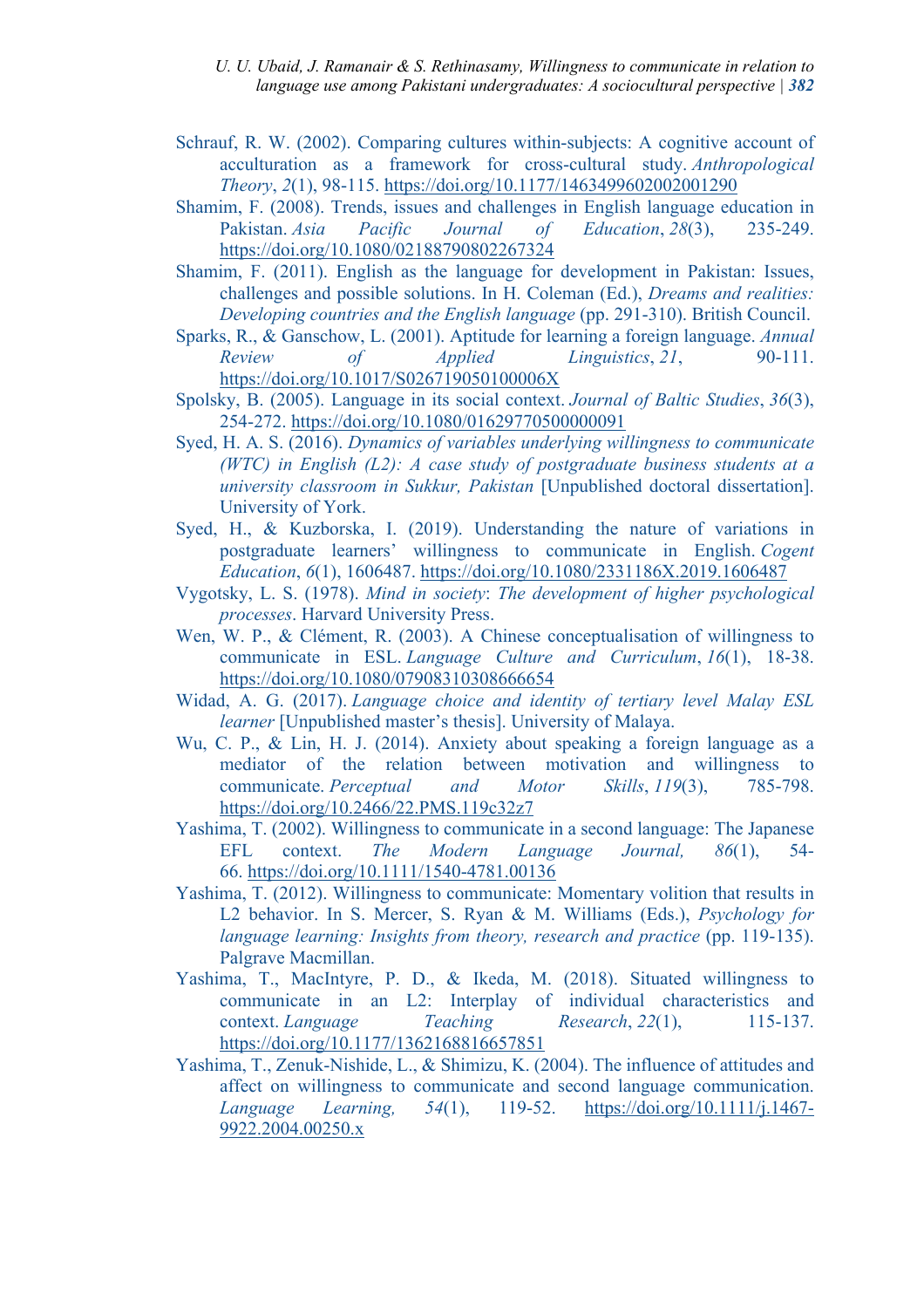Schrauf, R. W. (2002). Comparing cultures within-subjects: A cognitive account of acculturation as a framework for cross-cultural study. *Anthropological Theory*, *2*(1), 98-115. https://doi.org/10.1177/1463499602002001290

Shamim, F. (2008). Trends, issues and challenges in English language education in Pakistan. *Asia Pacific Journal of Education*, *28*(3), 235-249. https://doi.org/10.1080/02188790802267324

Shamim, F. (2011). English as the language for development in Pakistan: Issues, challenges and possible solutions. In H. Coleman (Ed.), *Dreams and realities: Developing countries and the English language* (pp. 291-310). British Council.

Sparks, R., & Ganschow, L. (2001). Aptitude for learning a foreign language. *Annual Review of Applied Linguistics*, *21*, 90-111. https://doi.org/10.1017/S026719050100006X

Spolsky, B. (2005). Language in its social context. *Journal of Baltic Studies*, *36*(3), 254-272. https://doi.org/10.1080/01629770500000091

Syed, H. A. S. (2016). *Dynamics of variables underlying willingness to communicate (WTC) in English (L2): A case study of postgraduate business students at a university classroom in Sukkur, Pakistan* [Unpublished doctoral dissertation]. University of York.

Syed, H., & Kuzborska, I. (2019). Understanding the nature of variations in postgraduate learners' willingness to communicate in English. *Cogent Education*, *6*(1), 1606487. https://doi.org/10.1080/2331186X.2019.1606487

Vygotsky, L. S. (1978). *Mind in society*: *The development of higher psychological processes*. Harvard University Press.

Wen, W. P., & Clément, R. (2003). A Chinese conceptualisation of willingness to communicate in ESL. *Language Culture and Curriculum*, *16*(1), 18-38. https://doi.org/10.1080/07908310308666654

Widad, A. G. (2017). *Language choice and identity of tertiary level Malay ESL learner* [Unpublished master's thesis]. University of Malaya.

Wu, C. P., & Lin, H. J. (2014). Anxiety about speaking a foreign language as a mediator of the relation between motivation and willingness to communicate. *Perceptual and Motor Skills*, *119*(3), 785-798. https://doi.org/10.2466/22.PMS.119c32z7

Yashima, T. (2002). Willingness to communicate in a second language: The Japanese EFL context. *The Modern Language Journal, 86*(1), 54-66. https://doi.org/10.1111/1540-4781.00136

Yashima, T. (2012). Willingness to communicate: Momentary volition that results in L2 behavior. In S. Mercer, S. Ryan & M. Williams (Eds.), *Psychology for language learning: Insights from theory, research and practice* (pp. 119-135). Palgrave Macmillan.

Yashima, T., MacIntyre, P. D., & Ikeda, M. (2018). Situated willingness to communicate in an L2: Interplay of individual characteristics and context. *Language Teaching Research*, *22*(1), 115-137. https://doi.org/10.1177/1362168816657851

Yashima, T., Zenuk-Nishide, L., & Shimizu, K. (2004). The influence of attitudes and affect on willingness to communicate and second language communication. *Language Learning, 54*(1), 119-52. https://doi.org/10.1111/j.1467-9922.2004.00250.x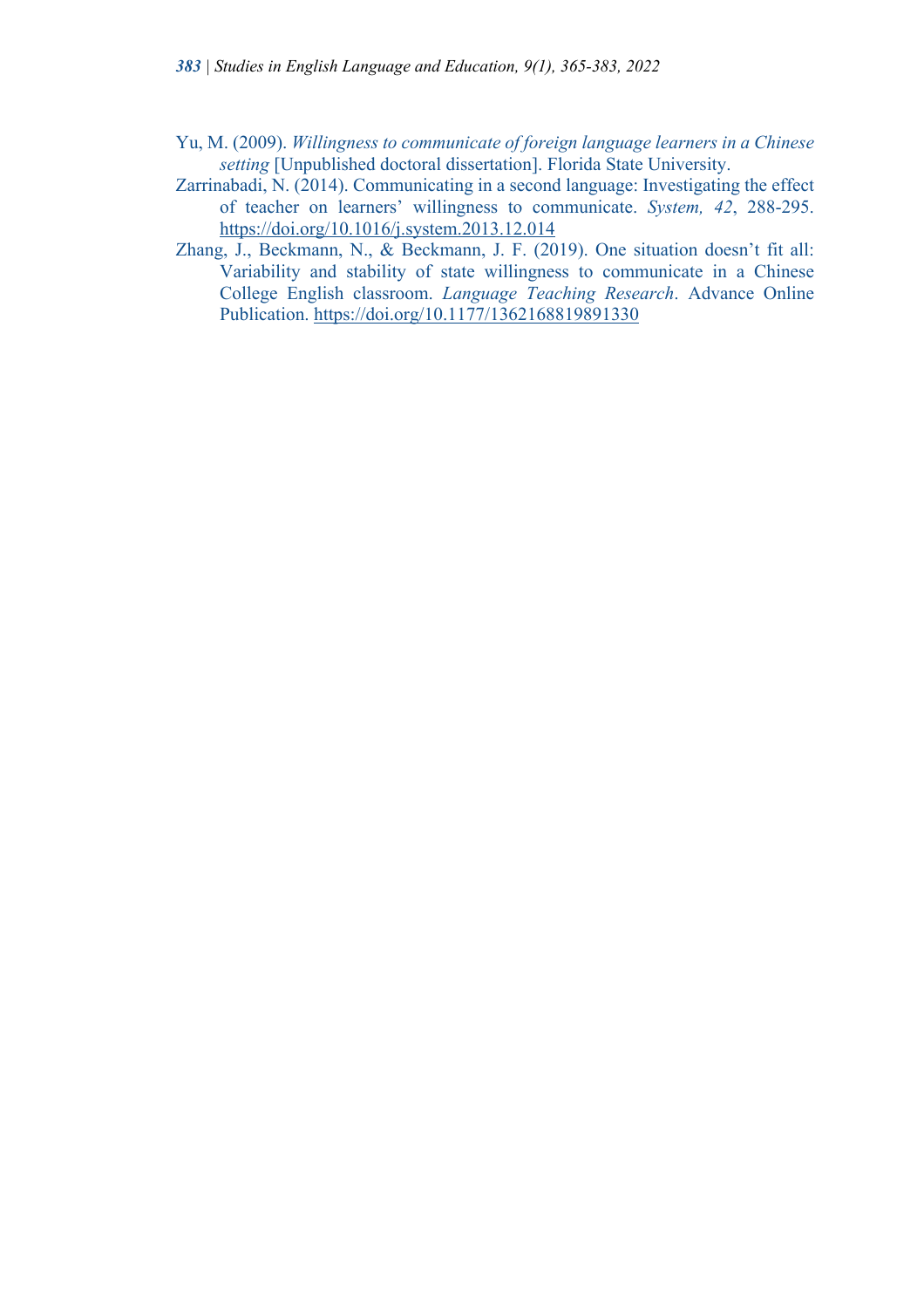Yu, M. (2009). *Willingness to communicate of foreign language learners in a Chinese setting* [Unpublished doctoral dissertation]. Florida State University.

Zarrinabadi, N. (2014). Communicating in a second language: Investigating the effect of teacher on learners' willingness to communicate. *System, 42*, 288-295. https://doi.org/10.1016/j.system.2013.12.014

Zhang, J., Beckmann, N., & Beckmann, J. F. (2019). One situation doesn't fit all: Variability and stability of state willingness to communicate in a Chinese College English classroom. *Language Teaching Research*. Advance Online Publication. https://doi.org/10.1177/1362168819891330